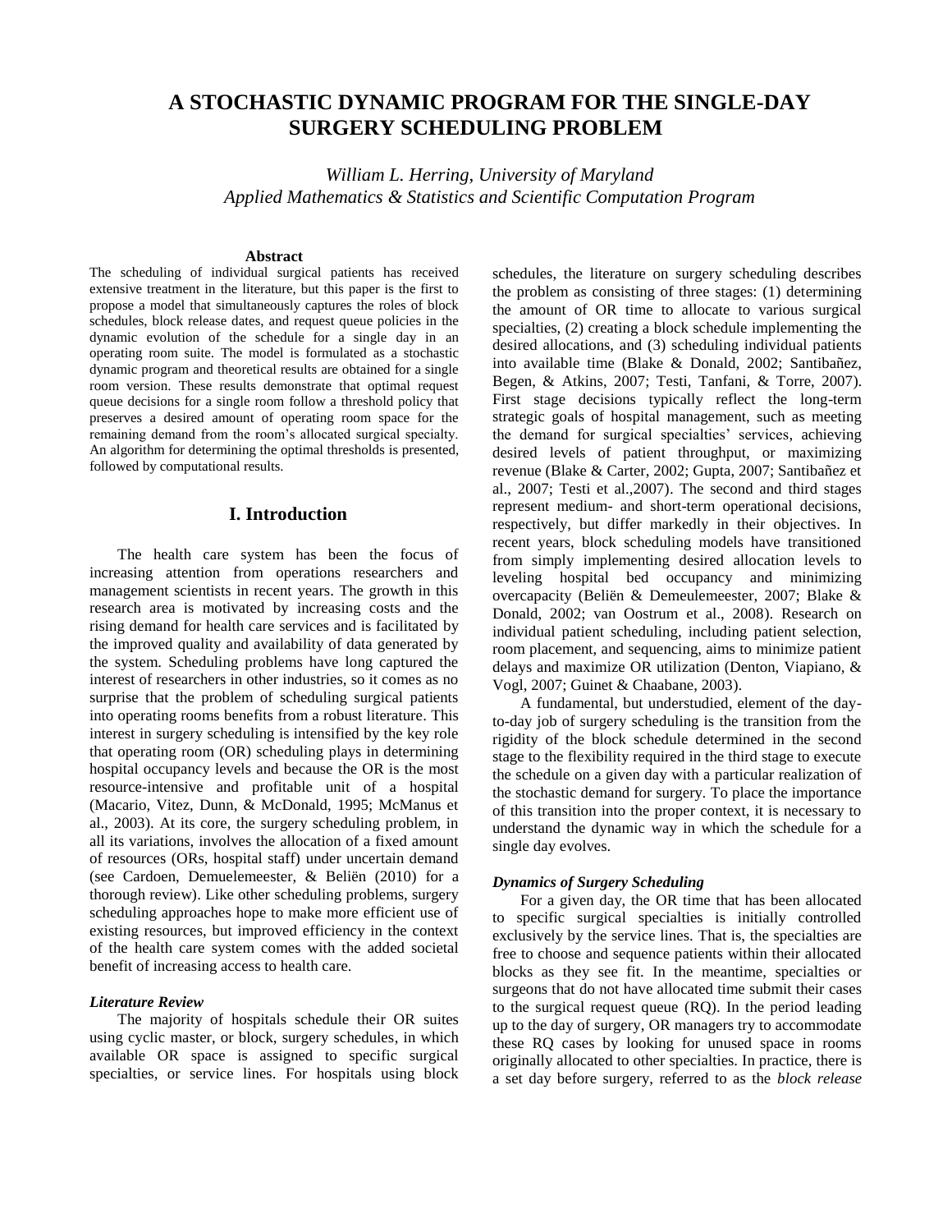# A STOCHASTIC DYNAMIC PROGRAM FOR THE SINGLE-DAY SURGERY SCHEDULING PROBLEM

*William L. Herring, University of Maryland*
*Applied Mathematics & Statistics and Scientific Computation Program*

**Abstract**

The scheduling of individual surgical patients has received extensive treatment in the literature, but this paper is the first to propose a model that simultaneously captures the roles of block schedules, block release dates, and request queue policies in the dynamic evolution of the schedule for a single day in an operating room suite. The model is formulated as a stochastic dynamic program and theoretical results are obtained for a single room version. These results demonstrate that optimal request queue decisions for a single room follow a threshold policy that preserves a desired amount of operating room space for the remaining demand from the room's allocated surgical specialty. An algorithm for determining the optimal thresholds is presented, followed by computational results.

## I. Introduction

The health care system has been the focus of increasing attention from operations researchers and management scientists in recent years. The growth in this research area is motivated by increasing costs and the rising demand for health care services and is facilitated by the improved quality and availability of data generated by the system. Scheduling problems have long captured the interest of researchers in other industries, so it comes as no surprise that the problem of scheduling surgical patients into operating rooms benefits from a robust literature. This interest in surgery scheduling is intensified by the key role that operating room (OR) scheduling plays in determining hospital occupancy levels and because the OR is the most resource-intensive and profitable unit of a hospital (Macario, Vitez, Dunn, & McDonald, 1995; McManus et al., 2003). At its core, the surgery scheduling problem, in all its variations, involves the allocation of a fixed amount of resources (ORs, hospital staff) under uncertain demand (see Cardoen, Demuelemeester, & Beliën (2010) for a thorough review). Like other scheduling problems, surgery scheduling approaches hope to make more efficient use of existing resources, but improved efficiency in the context of the health care system comes with the added societal benefit of increasing access to health care.

### *Literature Review*

The majority of hospitals schedule their OR suites using cyclic master, or block, surgery schedules, in which available OR space is assigned to specific surgical specialties, or service lines. For hospitals using block schedules, the literature on surgery scheduling describes the problem as consisting of three stages: (1) determining the amount of OR time to allocate to various surgical specialties, (2) creating a block schedule implementing the desired allocations, and (3) scheduling individual patients into available time (Blake & Donald, 2002; Santibañez, Begen, & Atkins, 2007; Testi, Tanfani, & Torre, 2007). First stage decisions typically reflect the long-term strategic goals of hospital management, such as meeting the demand for surgical specialties' services, achieving desired levels of patient throughput, or maximizing revenue (Blake & Carter, 2002; Gupta, 2007; Santibañez et al., 2007; Testi et al.,2007). The second and third stages represent medium- and short-term operational decisions, respectively, but differ markedly in their objectives. In recent years, block scheduling models have transitioned from simply implementing desired allocation levels to leveling hospital bed occupancy and minimizing overcapacity (Beliën & Demeulemeester, 2007; Blake & Donald, 2002; van Oostrum et al., 2008). Research on individual patient scheduling, including patient selection, room placement, and sequencing, aims to minimize patient delays and maximize OR utilization (Denton, Viapiano, & Vogl, 2007; Guinet & Chaabane, 2003).

A fundamental, but understudied, element of the day-to-day job of surgery scheduling is the transition from the rigidity of the block schedule determined in the second stage to the flexibility required in the third stage to execute the schedule on a given day with a particular realization of the stochastic demand for surgery. To place the importance of this transition into the proper context, it is necessary to understand the dynamic way in which the schedule for a single day evolves.

### *Dynamics of Surgery Scheduling*

For a given day, the OR time that has been allocated to specific surgical specialties is initially controlled exclusively by the service lines. That is, the specialties are free to choose and sequence patients within their allocated blocks as they see fit. In the meantime, specialties or surgeons that do not have allocated time submit their cases to the surgical request queue (RQ). In the period leading up to the day of surgery, OR managers try to accommodate these RQ cases by looking for unused space in rooms originally allocated to other specialties. In practice, there is a set day before surgery, referred to as the *block release*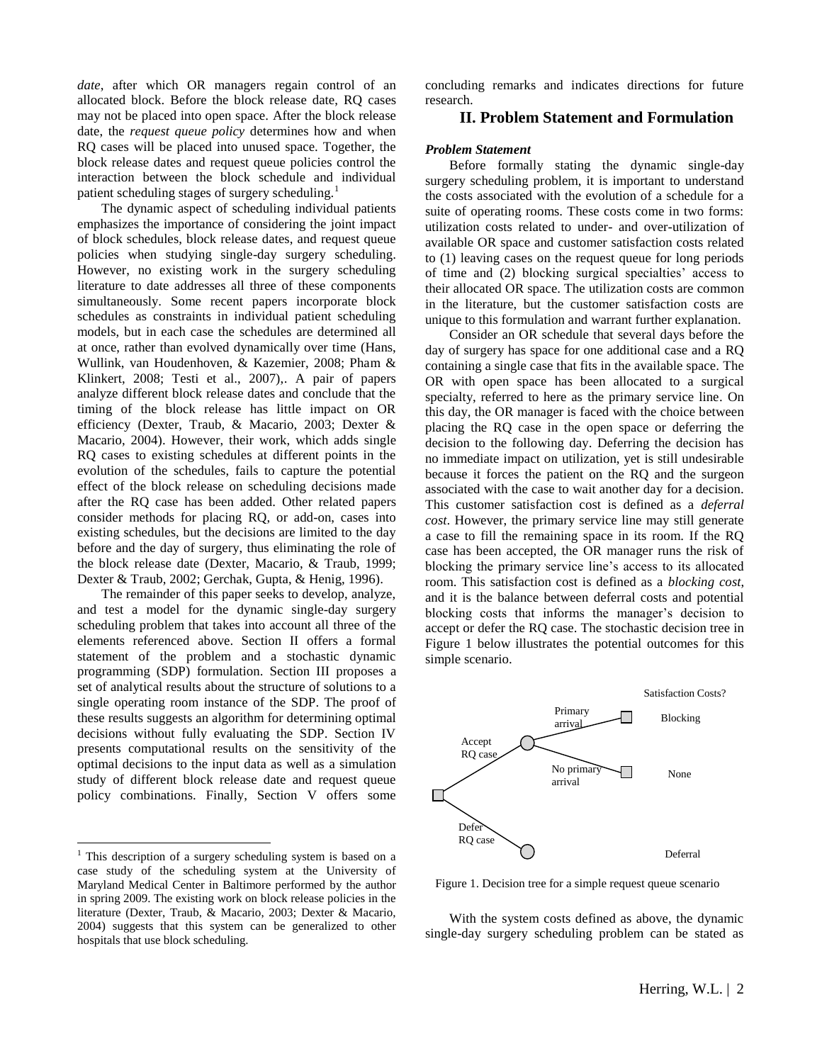*date*, after which OR managers regain control of an allocated block. Before the block release date, RQ cases may not be placed into open space. After the block release date, the *request queue policy* determines how and when RQ cases will be placed into unused space. Together, the block release dates and request queue policies control the interaction between the block schedule and individual patient scheduling stages of surgery scheduling.[1]

The dynamic aspect of scheduling individual patients emphasizes the importance of considering the joint impact of block schedules, block release dates, and request queue policies when studying single-day surgery scheduling. However, no existing work in the surgery scheduling literature to date addresses all three of these components simultaneously. Some recent papers incorporate block schedules as constraints in individual patient scheduling models, but in each case the schedules are determined all at once, rather than evolved dynamically over time (Hans, Wullink, van Houdenhoven, & Kazemier, 2008; Pham & Klinkert, 2008; Testi et al., 2007),. A pair of papers analyze different block release dates and conclude that the timing of the block release has little impact on OR efficiency (Dexter, Traub, & Macario, 2003; Dexter & Macario, 2004). However, their work, which adds single RQ cases to existing schedules at different points in the evolution of the schedules, fails to capture the potential effect of the block release on scheduling decisions made after the RQ case has been added. Other related papers consider methods for placing RQ, or add-on, cases into existing schedules, but the decisions are limited to the day before and the day of surgery, thus eliminating the role of the block release date (Dexter, Macario, & Traub, 1999; Dexter & Traub, 2002; Gerchak, Gupta, & Henig, 1996).

The remainder of this paper seeks to develop, analyze, and test a model for the dynamic single-day surgery scheduling problem that takes into account all three of the elements referenced above. Section II offers a formal statement of the problem and a stochastic dynamic programming (SDP) formulation. Section III proposes a set of analytical results about the structure of solutions to a single operating room instance of the SDP. The proof of these results suggests an algorithm for determining optimal decisions without fully evaluating the SDP. Section IV presents computational results on the sensitivity of the optimal decisions to the input data as well as a simulation study of different block release date and request queue policy combinations. Finally, Section V offers some concluding remarks and indicates directions for future research.

[1] This description of a surgery scheduling system is based on a case study of the scheduling system at the University of Maryland Medical Center in Baltimore performed by the author in spring 2009. The existing work on block release policies in the literature (Dexter, Traub, & Macario, 2003; Dexter & Macario, 2004) suggests that this system can be generalized to other hospitals that use block scheduling.

## II. Problem Statement and Formulation

### *Problem Statement*

Before formally stating the dynamic single-day surgery scheduling problem, it is important to understand the costs associated with the evolution of a schedule for a suite of operating rooms. These costs come in two forms: utilization costs related to under- and over-utilization of available OR space and customer satisfaction costs related to (1) leaving cases on the request queue for long periods of time and (2) blocking surgical specialties' access to their allocated OR space. The utilization costs are common in the literature, but the customer satisfaction costs are unique to this formulation and warrant further explanation.

Consider an OR schedule that several days before the day of surgery has space for one additional case and a RQ containing a single case that fits in the available space. The OR with open space has been allocated to a surgical specialty, referred to here as the primary service line. On this day, the OR manager is faced with the choice between placing the RQ case in the open space or deferring the decision to the following day. Deferring the decision has no immediate impact on utilization, yet is still undesirable because it forces the patient on the RQ and the surgeon associated with the case to wait another day for a decision. This customer satisfaction cost is defined as a *deferral cost*. However, the primary service line may still generate a case to fill the remaining space in its room. If the RQ case has been accepted, the OR manager runs the risk of blocking the primary service line's access to its allocated room. This satisfaction cost is defined as a *blocking cost*, and it is the balance between deferral costs and potential blocking costs that informs the manager's decision to accept or defer the RQ case. The stochastic decision tree in Figure 1 below illustrates the potential outcomes for this simple scenario.

Figure 1. Decision tree for a simple request queue scenario

With the system costs defined as above, the dynamic single-day surgery scheduling problem can be stated as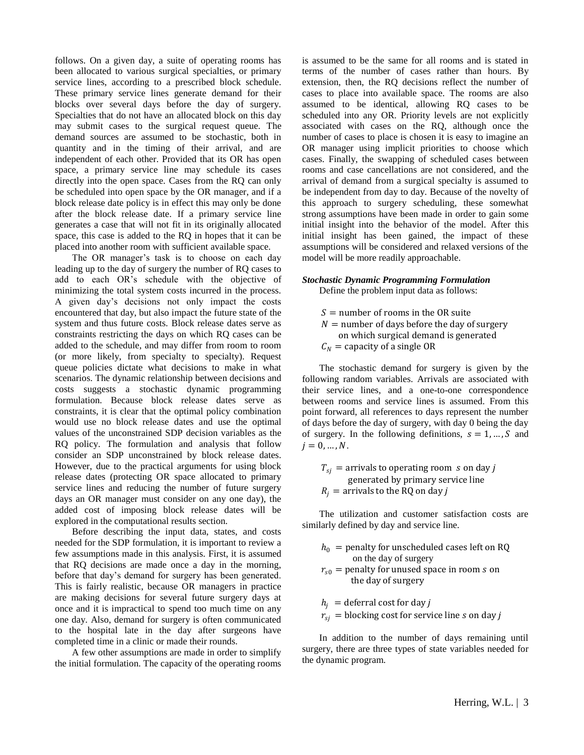follows. On a given day, a suite of operating rooms has been allocated to various surgical specialties, or primary service lines, according to a prescribed block schedule. These primary service lines generate demand for their blocks over several days before the day of surgery. Specialties that do not have an allocated block on this day may submit cases to the surgical request queue. The demand sources are assumed to be stochastic, both in quantity and in the timing of their arrival, and are independent of each other. Provided that its OR has open space, a primary service line may schedule its cases directly into the open space. Cases from the RQ can only be scheduled into open space by the OR manager, and if a block release date policy is in effect this may only be done after the block release date. If a primary service line generates a case that will not fit in its originally allocated space, this case is added to the RQ in hopes that it can be placed into another room with sufficient available space.

The OR manager's task is to choose on each day leading up to the day of surgery the number of RQ cases to add to each OR's schedule with the objective of minimizing the total system costs incurred in the process. A given day's decisions not only impact the costs encountered that day, but also impact the future state of the system and thus future costs. Block release dates serve as constraints restricting the days on which RQ cases can be added to the schedule, and may differ from room to room (or more likely, from specialty to specialty). Request queue policies dictate what decisions to make in what scenarios. The dynamic relationship between decisions and costs suggests a stochastic dynamic programming formulation. Because block release dates serve as constraints, it is clear that the optimal policy combination would use no block release dates and use the optimal values of the unconstrained SDP decision variables as the RQ policy. The formulation and analysis that follow consider an SDP unconstrained by block release dates. However, due to the practical arguments for using block release dates (protecting OR space allocated to primary service lines and reducing the number of future surgery days an OR manager must consider on any one day), the added cost of imposing block release dates will be explored in the computational results section.

Before describing the input data, states, and costs needed for the SDP formulation, it is important to review a few assumptions made in this analysis. First, it is assumed that RQ decisions are made once a day in the morning, before that day's demand for surgery has been generated. This is fairly realistic, because OR managers in practice are making decisions for several future surgery days at once and it is impractical to spend too much time on any one day. Also, demand for surgery is often communicated to the hospital late in the day after surgeons have completed time in a clinic or made their rounds.

A few other assumptions are made in order to simplify the initial formulation. The capacity of the operating rooms is assumed to be the same for all rooms and is stated in terms of the number of cases rather than hours. By extension, then, the RQ decisions reflect the number of cases to place into available space. The rooms are also assumed to be identical, allowing RQ cases to be scheduled into any OR. Priority levels are not explicitly associated with cases on the RQ, although once the number of cases to place is chosen it is easy to imagine an OR manager using implicit priorities to choose which cases. Finally, the swapping of scheduled cases between rooms and case cancellations are not considered, and the arrival of demand from a surgical specialty is assumed to be independent from day to day. Because of the novelty of this approach to surgery scheduling, these somewhat strong assumptions have been made in order to gain some initial insight into the behavior of the model. After this initial insight has been gained, the impact of these assumptions will be considered and relaxed versions of the model will be more readily approachable.

***Stochastic Dynamic Programming Formulation***

Define the problem input data as follows:

$S$ = number of rooms in the OR suite
$N$ = number of days before the day of surgery on which surgical demand is generated
$C_N$ = capacity of a single OR

The stochastic demand for surgery is given by the following random variables. Arrivals are associated with their service lines, and a one-to-one correspondence between rooms and service lines is assumed. From this point forward, all references to days represent the number of days before the day of surgery, with day 0 being the day of surgery. In the following definitions, $s = 1, \ldots, S$ and $j = 0, \ldots, N$.

$T_{sj}$ = arrivals to operating room $s$ on day $j$ generated by primary service line
$R_j$ = arrivals to the RQ on day $j$

The utilization and customer satisfaction costs are similarly defined by day and service line.

$h_0$ = penalty for unscheduled cases left on RQ on the day of surgery
$r_{s0}$ = penalty for unused space in room $s$ on the day of surgery

$h_j$ = deferral cost for day $j$
$r_{sj}$ = blocking cost for service line $s$ on day $j$

In addition to the number of days remaining until surgery, there are three types of state variables needed for the dynamic program.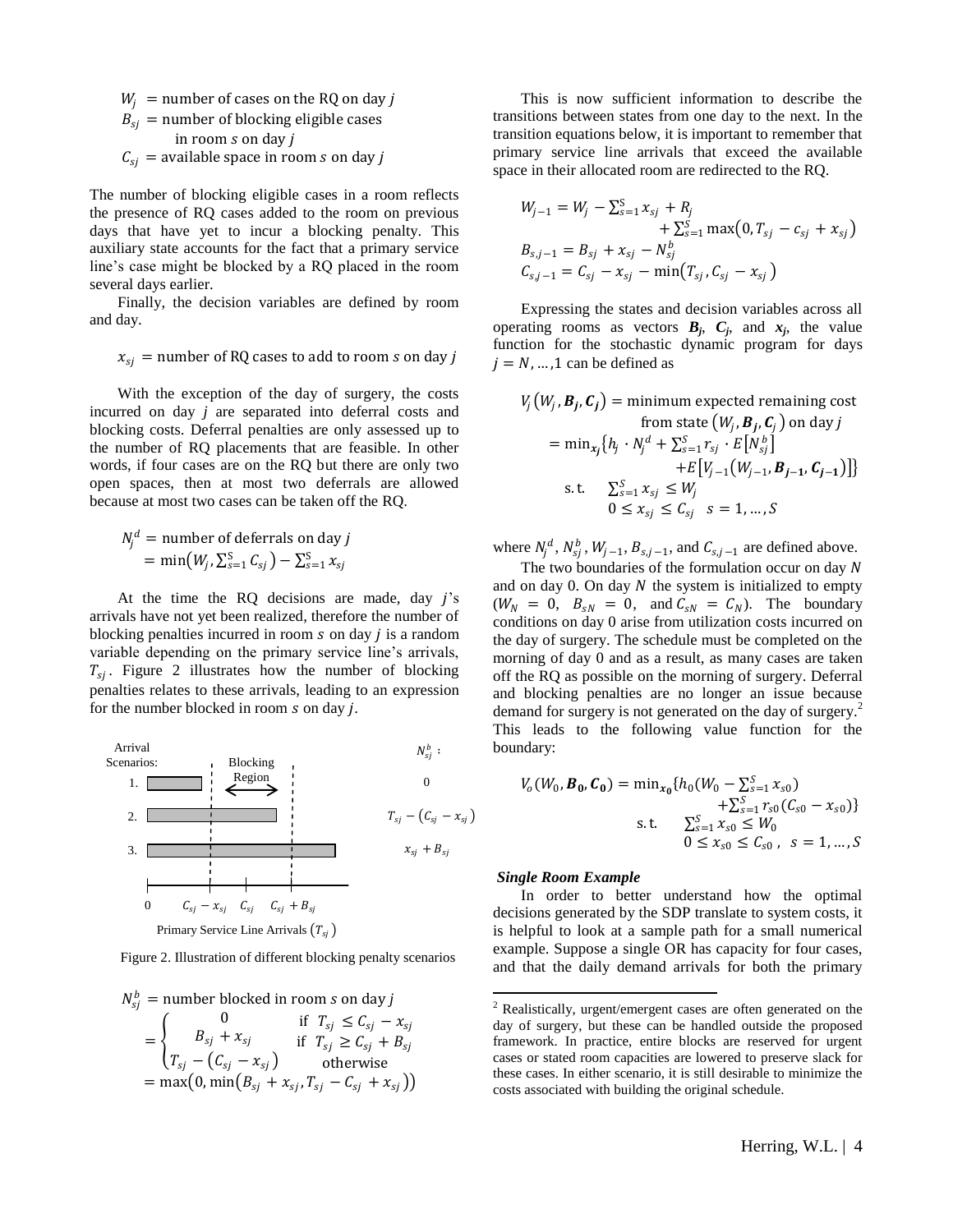$W_j$ = number of cases on the RQ on day $j$
$B_{sj}$ = number of blocking eligible cases in room $s$ on day $j$
$C_{sj}$ = available space in room $s$ on day $j$

The number of blocking eligible cases in a room reflects the presence of RQ cases added to the room on previous days that have yet to incur a blocking penalty. This auxiliary state accounts for the fact that a primary service line's case might be blocked by a RQ placed in the room several days earlier.

Finally, the decision variables are defined by room and day.

$x_{sj}$ = number of RQ cases to add to room $s$ on day $j$

With the exception of the day of surgery, the costs incurred on day $j$ are separated into deferral costs and blocking costs. Deferral penalties are only assessed up to the number of RQ placements that are feasible. In other words, if four cases are on the RQ but there are only two open spaces, then at most two deferrals are allowed because at most two cases can be taken off the RQ.

$$
\begin{aligned}
N_j^d &= \text{number of deferrals on day } j \\
&= \min\left(W_j, \textstyle\sum_{s=1}^{S} C_{sj}\right) - \textstyle\sum_{s=1}^{S} x_{sj}
\end{aligned}
$$

At the time the RQ decisions are made, day $j$'s arrivals have not yet been realized, therefore the number of blocking penalties incurred in room $s$ on day $j$ is a random variable depending on the primary service line's arrivals, $T_{sj}$. Figure 2 illustrates how the number of blocking penalties relates to these arrivals, leading to an expression for the number blocked in room $s$ on day $j$.

Figure 2. Illustration of different blocking penalty scenarios

$$
\begin{aligned}
N_{sj}^b &= \text{number blocked in room } s \text{ on day } j \\
&= \begin{cases} 0 & \text{if } T_{sj} \leq C_{sj} - x_{sj} \\ B_{sj} + x_{sj} & \text{if } T_{sj} \geq C_{sj} + B_{sj} \\ T_{sj} - (C_{sj} - x_{sj}) & \text{otherwise} \end{cases} \\
&= \max\left(0, \min\left(B_{sj} + x_{sj}, T_{sj} - C_{sj} + x_{sj}\right)\right)
\end{aligned}
$$

This is now sufficient information to describe the transitions between states from one day to the next. In the transition equations below, it is important to remember that primary service line arrivals that exceed the available space in their allocated room are redirected to the RQ.

$$
\begin{aligned}
W_{j-1} &= W_j - \textstyle\sum_{s=1}^{S} x_{sj} + R_j + \textstyle\sum_{s=1}^{S} \max\left(0, T_{sj} - c_{sj} + x_{sj}\right) \\
B_{s,j-1} &= B_{sj} + x_{sj} - N_{sj}^b \\
C_{s,j-1} &= C_{sj} - x_{sj} - \min\left(T_{sj}, C_{sj} - x_{sj}\right)
\end{aligned}
$$

Expressing the states and decision variables across all operating rooms as vectors $\boldsymbol{B_j}$, $\boldsymbol{C_j}$, and $\boldsymbol{x_j}$, the value function for the stochastic dynamic program for days $j = N, \ldots, 1$ can be defined as

$$
\begin{aligned}
V_j\left(W_j, \boldsymbol{B_j}, \boldsymbol{C_j}\right) &= \text{minimum expected remaining cost from state } \left(W_j, \boldsymbol{B_j}, \boldsymbol{C_j}\right) \text{ on day } j \\
&= \min_{\boldsymbol{x_j}} \left\{ h_j \cdot N_j^d + \textstyle\sum_{s=1}^{S} r_{sj} \cdot E\left[N_{sj}^b\right] + E\left[V_{j-1}\left(W_{j-1}, \boldsymbol{B_{j-1}}, \boldsymbol{C_{j-1}}\right)\right] \right\} \\
&\text{s.t.} \quad \textstyle\sum_{s=1}^{S} x_{sj} \leq W_j \\
&\qquad\ 0 \leq x_{sj} \leq C_{sj} \quad s = 1, \ldots, S
\end{aligned}
$$

where $N_j^d$, $N_{sj}^b$, $W_{j-1}$, $B_{s,j-1}$, and $C_{s,j-1}$ are defined above.

The two boundaries of the formulation occur on day $N$ and on day 0. On day $N$ the system is initialized to empty ($W_N = 0$, $B_{sN} = 0$, and $C_{sN} = C_N$). The boundary conditions on day 0 arise from utilization costs incurred on the day of surgery. The schedule must be completed on the morning of day 0 and as a result, as many cases are taken off the RQ as possible on the morning of surgery. Deferral and blocking penalties are no longer an issue because demand for surgery is not generated on the day of surgery.[2] This leads to the following value function for the boundary:

$$
\begin{aligned}
V_o\left(W_0, \boldsymbol{B_0}, \boldsymbol{C_0}\right) &= \min_{\boldsymbol{x_0}} \left\{ h_0\left(W_0 - \textstyle\sum_{s=1}^{S} x_{s0}\right) + \textstyle\sum_{s=1}^{S} r_{s0}\left(C_{s0} - x_{s0}\right) \right\} \\
&\text{s.t.} \quad \textstyle\sum_{s=1}^{S} x_{s0} \leq W_0 \\
&\qquad\ 0 \leq x_{s0} \leq C_{s0}, \quad s = 1, \ldots, S
\end{aligned}
$$

### *Single Room Example*

In order to better understand how the optimal decisions generated by the SDP translate to system costs, it is helpful to look at a sample path for a small numerical example. Suppose a single OR has capacity for four cases, and that the daily demand arrivals for both the primary

[2] Realistically, urgent/emergent cases are often generated on the day of surgery, but these can be handled outside the proposed framework. In practice, entire blocks are reserved for urgent cases or stated room capacities are lowered to preserve slack for these cases. In either scenario, it is still desirable to minimize the costs associated with building the original schedule.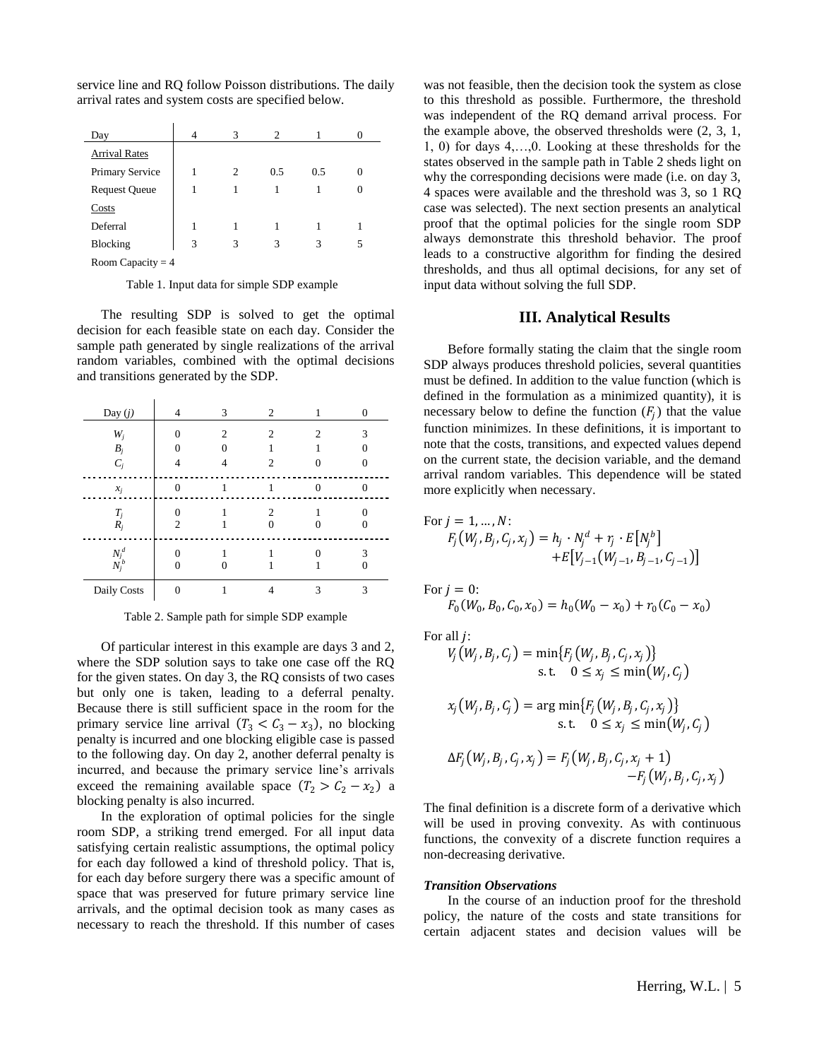service line and RQ follow Poisson distributions. The daily arrival rates and system costs are specified below.

| Day | 4 | 3 | 2 | 1 | 0 |
|---|---|---|---|---|---|
| Arrival Rates | | | | | |
| Primary Service | 1 | 2 | 0.5 | 0.5 | 0 |
| Request Queue | 1 | 1 | 1 | 1 | 0 |
| Costs | | | | | |
| Deferral | 1 | 1 | 1 | 1 | 1 |
| Blocking | 3 | 3 | 3 | 3 | 5 |
| Room Capacity = 4 | | | | | |

Table 1. Input data for simple SDP example

The resulting SDP is solved to get the optimal decision for each feasible state on each day. Consider the sample path generated by single realizations of the arrival random variables, combined with the optimal decisions and transitions generated by the SDP.

| Day ($j$) | 4 | 3 | 2 | 1 | 0 |
|---|---|---|---|---|---|
| $W_j$ | 0 | 2 | 2 | 2 | 3 |
| $B_j$ | 0 | 0 | 1 | 1 | 0 |
| $C_j$ | 4 | 4 | 2 | 0 | 0 |
| $x_j$ | 0 | 1 | 1 | 0 | 0 |
| $T_j$ | 0 | 1 | 2 | 1 | 0 |
| $R_j$ | 2 | 1 | 0 | 0 | 0 |
| $N_j^d$ | 0 | 1 | 1 | 0 | 3 |
| $N_j^b$ | 0 | 0 | 1 | 1 | 0 |
| Daily Costs | 0 | 1 | 4 | 3 | 3 |

Table 2. Sample path for simple SDP example

Of particular interest in this example are days 3 and 2, where the SDP solution says to take one case off the RQ for the given states. On day 3, the RQ consists of two cases but only one is taken, leading to a deferral penalty. Because there is still sufficient space in the room for the primary service line arrival ($T_3 < C_3 - x_3$), no blocking penalty is incurred and one blocking eligible case is passed to the following day. On day 2, another deferral penalty is incurred, and because the primary service line's arrivals exceed the remaining available space ($T_2 > C_2 - x_2$) a blocking penalty is also incurred.

In the exploration of optimal policies for the single room SDP, a striking trend emerged. For all input data satisfying certain realistic assumptions, the optimal policy for each day followed a kind of threshold policy. That is, for each day before surgery there was a specific amount of space that was preserved for future primary service line arrivals, and the optimal decision took as many cases as necessary to reach the threshold. If this number of cases was not feasible, then the decision took the system as close to this threshold as possible. Furthermore, the threshold was independent of the RQ demand arrival process. For the example above, the observed thresholds were (2, 3, 1, 1, 0) for days 4,…,0. Looking at these thresholds for the states observed in the sample path in Table 2 sheds light on why the corresponding decisions were made (i.e. on day 3, 4 spaces were available and the threshold was 3, so 1 RQ case was selected). The next section presents an analytical proof that the optimal policies for the single room SDP always demonstrate this threshold behavior. The proof leads to a constructive algorithm for finding the desired thresholds, and thus all optimal decisions, for any set of input data without solving the full SDP.

## III. Analytical Results

Before formally stating the claim that the single room SDP always produces threshold policies, several quantities must be defined. In addition to the value function (which is defined in the formulation as a minimized quantity), it is necessary below to define the function ($F_j$) that the value function minimizes. In these definitions, it is important to note that the costs, transitions, and expected values depend on the current state, the decision variable, and the demand arrival random variables. This dependence will be stated more explicitly when necessary.

For $j = 1, \dots, N$:

$$F_j(W_j, B_j, C_j, x_j) = h_j \cdot N_j^d + r_j \cdot E[N_j^b] + E[V_{j-1}(W_{j-1}, B_{j-1}, C_{j-1})]$$

For $j = 0$:

$$F_0(W_0, B_0, C_0, x_0) = h_0(W_0 - x_0) + r_0(C_0 - x_0)$$

For all $j$:

$$V_j(W_j, B_j, C_j) = \min\{F_j(W_j, B_j, C_j, x_j)\} \quad \text{s.t.} \quad 0 \le x_j \le \min(W_j, C_j)$$

$$x_j(W_j, B_j, C_j) = \arg\min\{F_j(W_j, B_j, C_j, x_j)\} \quad \text{s.t.} \quad 0 \le x_j \le \min(W_j, C_j)$$

$$\Delta F_j(W_j, B_j, C_j, x_j) = F_j(W_j, B_j, C_j, x_j + 1) - F_j(W_j, B_j, C_j, x_j)$$

The final definition is a discrete form of a derivative which will be used in proving convexity. As with continuous functions, the convexity of a discrete function requires a non-decreasing derivative.

### *Transition Observations*

In the course of an induction proof for the threshold policy, the nature of the costs and state transitions for certain adjacent states and decision values will be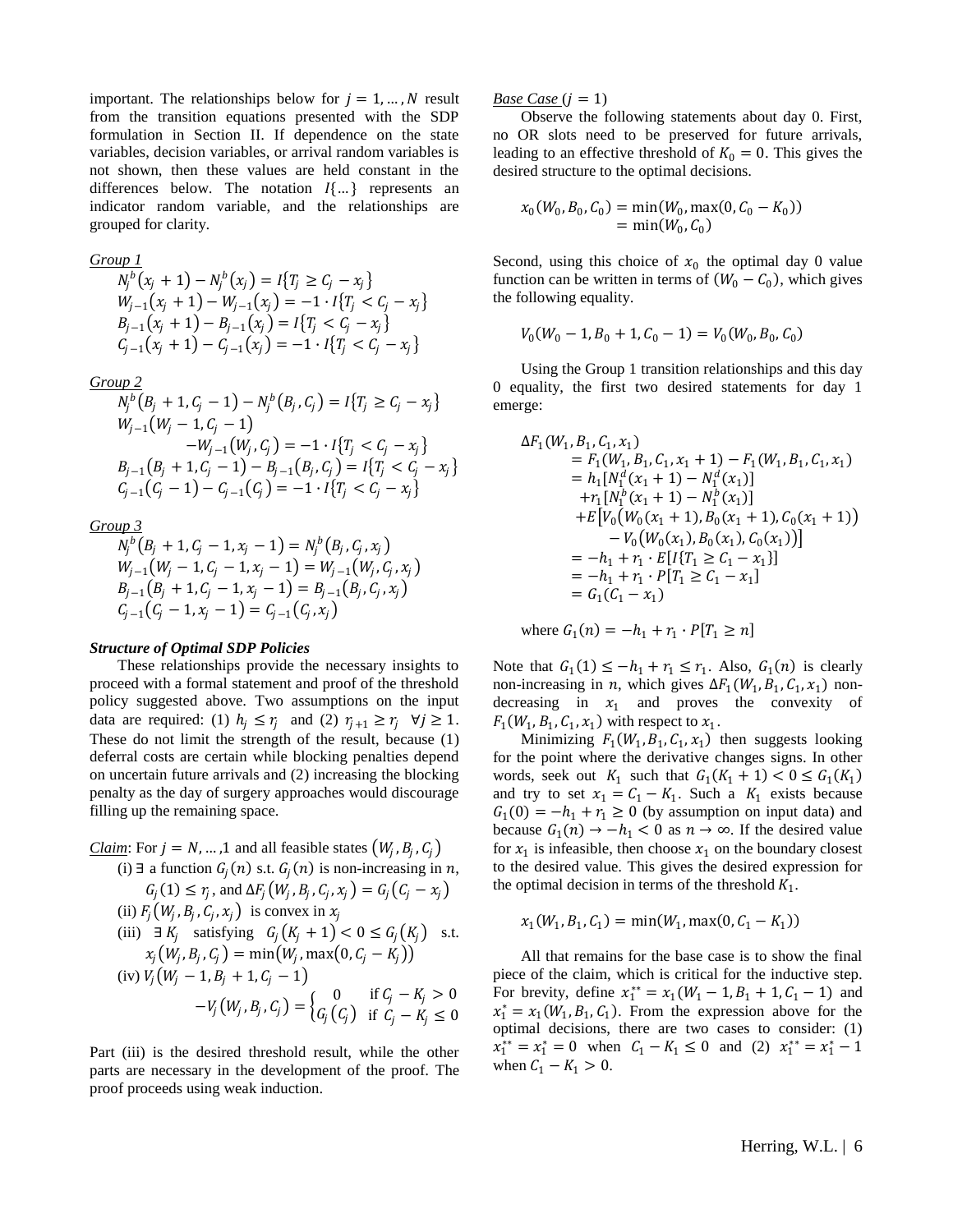important. The relationships below for $j = 1, \dots, N$ result from the transition equations presented with the SDP formulation in Section II. If dependence on the state variables, decision variables, or arrival random variables is not shown, then these values are held constant in the differences below. The notation $I\{\dots\}$ represents an indicator random variable, and the relationships are grouped for clarity.

*Group 1*

$$N_j^b(x_j+1) - N_j^b(x_j) = I\{T_j \geq C_j - x_j\}$$
$$W_{j-1}(x_j+1) - W_{j-1}(x_j) = -1 \cdot I\{T_j < C_j - x_j\}$$
$$B_{j-1}(x_j+1) - B_{j-1}(x_j) = I\{T_j < C_j - x_j\}$$
$$C_{j-1}(x_j+1) - C_{j-1}(x_j) = -1 \cdot I\{T_j < C_j - x_j\}$$

*Group 2*

$$N_j^b(B_j+1, C_j-1) - N_j^b(B_j, C_j) = I\{T_j \geq C_j - x_j\}$$
$$W_{j-1}(W_j-1, C_j-1) - W_{j-1}(W_j, C_j) = -1 \cdot I\{T_j < C_j - x_j\}$$
$$B_{j-1}(B_j+1, C_j-1) - B_{j-1}(B_j, C_j) = I\{T_j < C_j - x_j\}$$
$$C_{j-1}(C_j-1) - C_{j-1}(C_j) = -1 \cdot I\{T_j < C_j - x_j\}$$

*Group 3*

$$N_j^b(B_j+1, C_j-1, x_j-1) = N_j^b(B_j, C_j, x_j)$$
$$W_{j-1}(W_j-1, C_j-1, x_j-1) = W_{j-1}(W_j, C_j, x_j)$$
$$B_{j-1}(B_j+1, C_j-1, x_j-1) = B_{j-1}(B_j, C_j, x_j)$$
$$C_{j-1}(C_j-1, x_j-1) = C_{j-1}(C_j, x_j)$$

***Structure of Optimal SDP Policies***

These relationships provide the necessary insights to proceed with a formal statement and proof of the threshold policy suggested above. Two assumptions on the input data are required: (1) $h_j \leq r_j$ and (2) $r_{j+1} \geq r_j \quad \forall j \geq 1$. These do not limit the strength of the result, because (1) deferral costs are certain while blocking penalties depend on uncertain future arrivals and (2) increasing the blocking penalty as the day of surgery approaches would discourage filling up the remaining space.

*Claim*: For $j = N, \dots, 1$ and all feasible states $(W_j, B_j, C_j)$

(i) $\exists$ a function $G_j(n)$ s.t. $G_j(n)$ is non-increasing in $n$, $G_j(1) \leq r_j$, and $\Delta F_j(W_j, B_j, C_j, x_j) = G_j(C_j - x_j)$

(ii) $F_j(W_j, B_j, C_j, x_j)$ is convex in $x_j$

(iii) $\exists K_j$ satisfying $G_j(K_j+1) < 0 \leq G_j(K_j)$ s.t. $x_j(W_j, B_j, C_j) = \min(W_j, \max(0, C_j - K_j))$

(iv) $$V_j(W_j-1, B_j+1, C_j-1) - V_j(W_j, B_j, C_j) = \begin{cases} 0 & \text{if } C_j - K_j > 0 \\ G_j(C_j) & \text{if } C_j - K_j \leq 0 \end{cases}$$

Part (iii) is the desired threshold result, while the other parts are necessary in the development of the proof. The proof proceeds using weak induction.

*Base Case* ($j = 1$)

Observe the following statements about day 0. First, no OR slots need to be preserved for future arrivals, leading to an effective threshold of $K_0 = 0$. This gives the desired structure to the optimal decisions.

$$\begin{aligned} x_0(W_0, B_0, C_0) &= \min(W_0, \max(0, C_0 - K_0)) \\ &= \min(W_0, C_0) \end{aligned}$$

Second, using this choice of $x_0$ the optimal day 0 value function can be written in terms of $(W_0 - C_0)$, which gives the following equality.

$$V_0(W_0-1, B_0+1, C_0-1) = V_0(W_0, B_0, C_0)$$

Using the Group 1 transition relationships and this day 0 equality, the first two desired statements for day 1 emerge:

$$\begin{aligned} \Delta F_1&(W_1, B_1, C_1, x_1) \\ &= F_1(W_1, B_1, C_1, x_1+1) - F_1(W_1, B_1, C_1, x_1) \\ &= h_1[N_1^d(x_1+1) - N_1^d(x_1)] \\ &\quad + r_1[N_1^b(x_1+1) - N_1^b(x_1)] \\ &\quad + E\big[V_0\big(W_0(x_1+1), B_0(x_1+1), C_0(x_1+1)\big) \\ &\qquad - V_0\big(W_0(x_1), B_0(x_1), C_0(x_1)\big)\big] \\ &= -h_1 + r_1 \cdot E[I\{T_1 \geq C_1 - x_1\}] \\ &= -h_1 + r_1 \cdot P[T_1 \geq C_1 - x_1] \\ &= G_1(C_1 - x_1) \end{aligned}$$

where $G_1(n) = -h_1 + r_1 \cdot P[T_1 \geq n]$

Note that $G_1(1) \leq -h_1 + r_1 \leq r_1$. Also, $G_1(n)$ is clearly non-increasing in $n$, which gives $\Delta F_1(W_1, B_1, C_1, x_1)$ non-decreasing in $x_1$ and proves the convexity of $F_1(W_1, B_1, C_1, x_1)$ with respect to $x_1$.

Minimizing $F_1(W_1, B_1, C_1, x_1)$ then suggests looking for the point where the derivative changes signs. In other words, seek out $K_1$ such that $G_1(K_1+1) < 0 \leq G_1(K_1)$ and try to set $x_1 = C_1 - K_1$. Such a $K_1$ exists because $G_1(0) = -h_1 + r_1 \geq 0$ (by assumption on input data) and because $G_1(n) \to -h_1 < 0$ as $n \to \infty$. If the desired value for $x_1$ is infeasible, then choose $x_1$ on the boundary closest to the desired value. This gives the desired expression for the optimal decision in terms of the threshold $K_1$.

$$x_1(W_1, B_1, C_1) = \min(W_1, \max(0, C_1 - K_1))$$

All that remains for the base case is to show the final piece of the claim, which is critical for the inductive step. For brevity, define $x_1^{**} = x_1(W_1-1, B_1+1, C_1-1)$ and $x_1^* = x_1(W_1, B_1, C_1)$. From the expression above for the optimal decisions, there are two cases to consider: (1) $x_1^{**} = x_1^* = 0$ when $C_1 - K_1 \leq 0$ and (2) $x_1^{**} = x_1^* - 1$ when $C_1 - K_1 > 0$.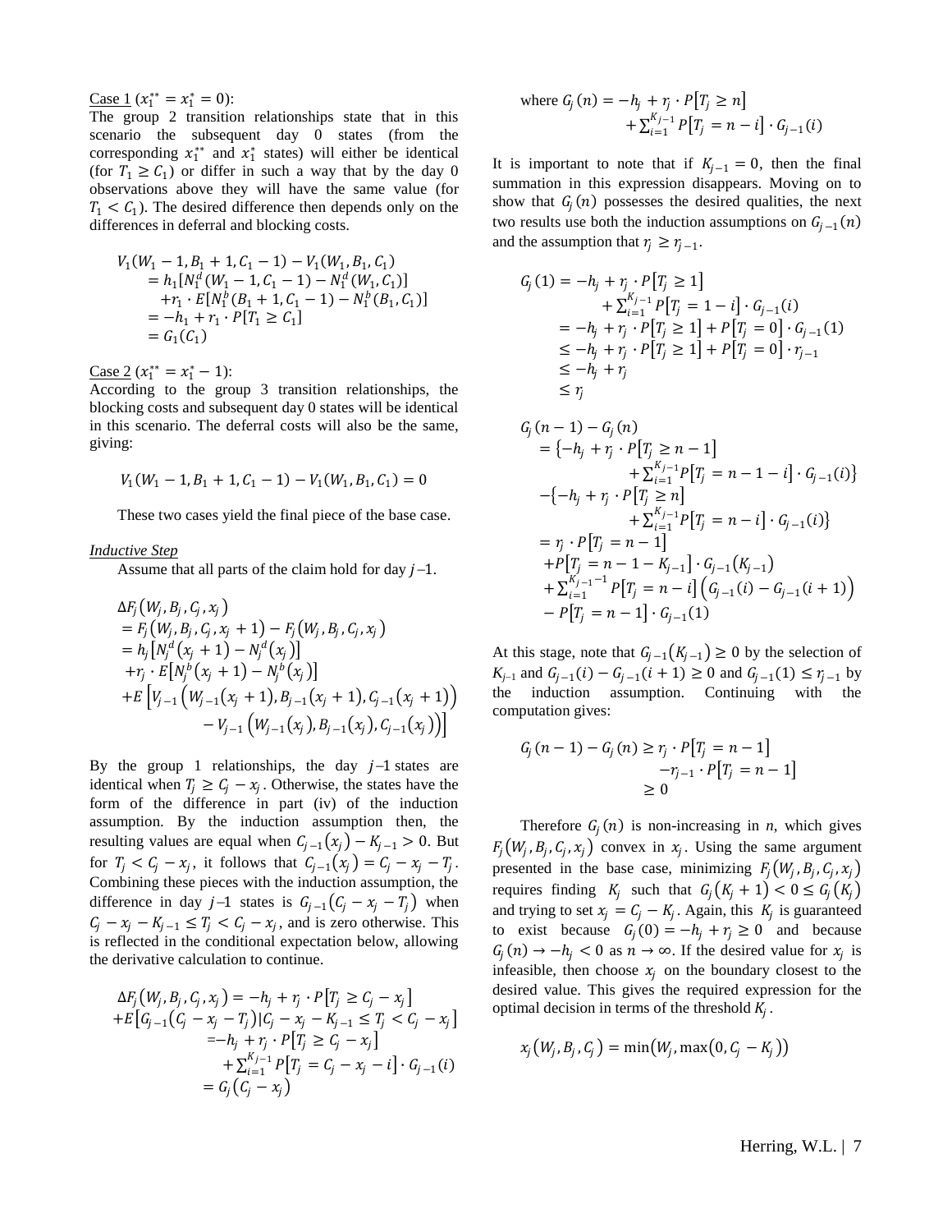Case 1 ($x_1^{**} = x_1^* = 0$):

The group 2 transition relationships state that in this scenario the subsequent day 0 states (from the corresponding $x_1^{**}$ and $x_1^*$ states) will either be identical (for $T_1 \geq C_1$) or differ in such a way that by the day 0 observations above they will have the same value (for $T_1 < C_1$). The desired difference then depends only on the differences in deferral and blocking costs.

$$
\begin{aligned}
V_1(W_1 - 1, B_1 + 1, C_1 - 1) - V_1(W_1, B_1, C_1) \\
&= h_1[N_1^d(W_1 - 1, C_1 - 1) - N_1^d(W_1, C_1)] \\
&\quad + r_1 \cdot E[N_1^b(B_1 + 1, C_1 - 1) - N_1^b(B_1, C_1)] \\
&= -h_1 + r_1 \cdot P[T_1 \geq C_1] \\
&= G_1(C_1)
\end{aligned}
$$

Case 2 ($x_1^{**} = x_1^* - 1$):

According to the group 3 transition relationships, the blocking costs and subsequent day 0 states will be identical in this scenario. The deferral costs will also be the same, giving:

$$
V_1(W_1 - 1, B_1 + 1, C_1 - 1) - V_1(W_1, B_1, C_1) = 0
$$

These two cases yield the final piece of the base case.

*Inductive Step*

Assume that all parts of the claim hold for day $j-1$.

$$
\begin{aligned}
&\Delta F_j(W_j, B_j, C_j, x_j) \\
&= F_j(W_j, B_j, C_j, x_j + 1) - F_j(W_j, B_j, C_j, x_j) \\
&= h_j[N_j^d(x_j + 1) - N_j^d(x_j)] \\
&\quad + r_j \cdot E[N_j^b(x_j + 1) - N_j^b(x_j)] \\
&\quad + E\Big[V_{j-1}\big(W_{j-1}(x_j + 1), B_{j-1}(x_j + 1), C_{j-1}(x_j + 1)\big) \\
&\qquad - V_{j-1}\big(W_{j-1}(x_j), B_{j-1}(x_j), C_{j-1}(x_j)\big)\Big]
\end{aligned}
$$

By the group 1 relationships, the day $j-1$ states are identical when $T_j \geq C_j - x_j$. Otherwise, the states have the form of the difference in part (iv) of the induction assumption. By the induction assumption then, the resulting values are equal when $C_{j-1}(x_j) - K_{j-1} > 0$. But for $T_j < C_j - x_j$, it follows that $C_{j-1}(x_j) = C_j - x_j - T_j$. Combining these pieces with the induction assumption, the difference in day $j-1$ states is $G_{j-1}(C_j - x_j - T_j)$ when $C_j - x_j - K_{j-1} \leq T_j < C_j - x_j$, and is zero otherwise. This is reflected in the conditional expectation below, allowing the derivative calculation to continue.

$$
\begin{aligned}
\Delta F_j(W_j, B_j, C_j, x_j) &= -h_j + r_j \cdot P[T_j \geq C_j - x_j] \\
&\quad + E[G_{j-1}(C_j - x_j - T_j) | C_j - x_j - K_{j-1} \leq T_j < C_j - x_j] \\
&= -h_j + r_j \cdot P[T_j \geq C_j - x_j] \\
&\quad + \sum_{i=1}^{K_j - 1} P[T_j = C_j - x_j - i] \cdot G_{j-1}(i) \\
&= G_j(C_j - x_j)
\end{aligned}
$$

where
$$
G_j(n) = -h_j + r_j \cdot P[T_j \geq n] + \sum_{i=1}^{K_{j-1}} P[T_j = n - i] \cdot G_{j-1}(i)
$$

It is important to note that if $K_{j-1} = 0$, then the final summation in this expression disappears. Moving on to show that $G_j(n)$ possesses the desired qualities, the next two results use both the induction assumptions on $G_{j-1}(n)$ and the assumption that $r_j \geq r_{j-1}$.

$$
\begin{aligned}
G_j(1) &= -h_j + r_j \cdot P[T_j \geq 1] \\
&\quad + \sum_{i=1}^{K_{j-1}} P[T_j = 1 - i] \cdot G_{j-1}(i) \\
&= -h_j + r_j \cdot P[T_j \geq 1] + P[T_j = 0] \cdot G_{j-1}(1) \\
&\leq -h_j + r_j \cdot P[T_j \geq 1] + P[T_j = 0] \cdot r_{j-1} \\
&\leq -h_j + r_j \\
&\leq r_j
\end{aligned}
$$

$$
\begin{aligned}
&G_j(n-1) - G_j(n) \\
&= \{-h_j + r_j \cdot P[T_j \geq n - 1] \\
&\qquad + \sum_{i=1}^{K_{j-1}} P[T_j = n - 1 - i] \cdot G_{j-1}(i)\} \\
&\quad - \{-h_j + r_j \cdot P[T_j \geq n] \\
&\qquad + \sum_{i=1}^{K_{j-1}} P[T_j = n - i] \cdot G_{j-1}(i)\} \\
&= r_j \cdot P[T_j = n - 1] \\
&\quad + P[T_j = n - 1 - K_{j-1}] \cdot G_{j-1}(K_{j-1}) \\
&\quad + \sum_{i=1}^{K_{j-1}-1} P[T_j = n - i]\big(G_{j-1}(i) - G_{j-1}(i+1)\big) \\
&\quad - P[T_j = n - 1] \cdot G_{j-1}(1)
\end{aligned}
$$

At this stage, note that $G_{j-1}(K_{j-1}) \geq 0$ by the selection of $K_{j-1}$ and $G_{j-1}(i) - G_{j-1}(i+1) \geq 0$ and $G_{j-1}(1) \leq r_{j-1}$ by the induction assumption. Continuing with the computation gives:

$$
\begin{aligned}
G_j(n-1) - G_j(n) &\geq r_j \cdot P[T_j = n - 1] \\
&\quad - r_{j-1} \cdot P[T_j = n - 1] \\
&\geq 0
\end{aligned}
$$

Therefore $G_j(n)$ is non-increasing in $n$, which gives $F_j(W_j, B_j, C_j, x_j)$ convex in $x_j$. Using the same argument presented in the base case, minimizing $F_j(W_j, B_j, C_j, x_j)$ requires finding $K_j$ such that $G_j(K_j + 1) < 0 \leq G_j(K_j)$ and trying to set $x_j = C_j - K_j$. Again, this $K_j$ is guaranteed to exist because $G_j(0) = -h_j + r_j \geq 0$ and because $G_j(n) \to -h_j < 0$ as $n \to \infty$. If the desired value for $x_j$ is infeasible, then choose $x_j$ on the boundary closest to the desired value. This gives the required expression for the optimal decision in terms of the threshold $K_j$.

$$
x_j(W_j, B_j, C_j) = \min(W_j, \max(0, C_j - K_j))
$$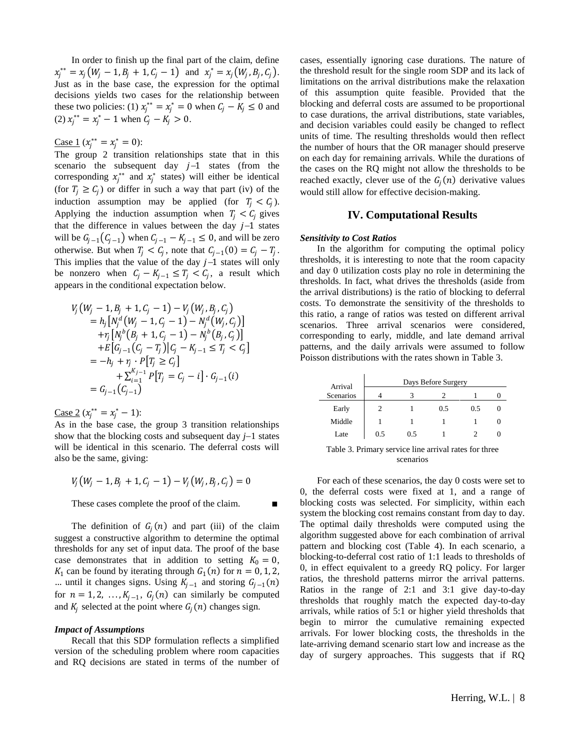In order to finish up the final part of the claim, define $x_j^{**} = x_j(W_j - 1, B_j + 1, C_j - 1)$ and $x_j^* = x_j(W_j, B_j, C_j)$. Just as in the base case, the expression for the optimal decisions yields two cases for the relationship between these two policies: (1) $x_j^{**} = x_j^* = 0$ when $C_j - K_j \le 0$ and (2) $x_j^{**} = x_j^* - 1$ when $C_j - K_j > 0$.

Case 1 ($x_j^{**} = x_j^* = 0$):
The group 2 transition relationships state that in this scenario the subsequent day $j$–1 states (from the corresponding $x_j^{**}$ and $x_j^*$ states) will either be identical (for $T_j \ge C_j$) or differ in such a way that part (iv) of the induction assumption may be applied (for $T_j < C_j$). Applying the induction assumption when $T_j < C_j$ gives that the difference in values between the day $j$–1 states will be $G_{j-1}(C_{j-1})$ when $C_{j-1} - K_{j-1} \le 0$, and will be zero otherwise. But when $T_j < C_j$, note that $C_{j-1}(0) = C_j - T_j$. This implies that the value of the day $j$–1 states will only be nonzero when $C_j - K_{j-1} \le T_j < C_j$, a result which appears in the conditional expectation below.

$$
\begin{aligned}
V_j&(W_j - 1, B_j + 1, C_j - 1) - V_j(W_j, B_j, C_j) \\
&= h_j\left[N_j^d(W_j - 1, C_j - 1) - N_j^d(W_j, C_j)\right] \\
&\quad + r_j\left[N_j^b(B_j + 1, C_j - 1) - N_j^b(B_j, C_j)\right] \\
&\quad + E\left[G_{j-1}(C_j - T_j) \middle| C_j - K_{j-1} \le T_j < C_j\right] \\
&= -h_j + r_j \cdot P[T_j \ge C_j] \\
&\qquad + \sum_{i=1}^{K_{j-1}} P[T_j = C_j - i] \cdot G_{j-1}(i) \\
&= G_{j-1}(C_{j-1})
\end{aligned}
$$

Case 2 ($x_j^{**} = x_j^* - 1$):
As in the base case, the group 3 transition relationships show that the blocking costs and subsequent day $j$–1 states will be identical in this scenario. The deferral costs will also be the same, giving:

$$V_j(W_j - 1, B_j + 1, C_j - 1) - V_j(W_j, B_j, C_j) = 0$$

These cases complete the proof of the claim. ■

The definition of $G_j(n)$ and part (iii) of the claim suggest a constructive algorithm to determine the optimal thresholds for any set of input data. The proof of the base case demonstrates that in addition to setting $K_0 = 0$, $K_1$ can be found by iterating through $G_1(n)$ for $n = 0, 1, 2, \ldots$ until it changes signs. Using $K_{j-1}$ and storing $G_{j-1}(n)$ for $n = 1, 2, \ldots, K_{j-1}$, $G_j(n)$ can similarly be computed and $K_j$ selected at the point where $G_j(n)$ changes sign.

### *Impact of Assumptions*

Recall that this SDP formulation reflects a simplified version of the scheduling problem where room capacities and RQ decisions are stated in terms of the number of cases, essentially ignoring case durations. The nature of the threshold result for the single room SDP and its lack of limitations on the arrival distributions make the relaxation of this assumption quite feasible. Provided that the blocking and deferral costs are assumed to be proportional to case durations, the arrival distributions, state variables, and decision variables could easily be changed to reflect units of time. The resulting thresholds would then reflect the number of hours that the OR manager should preserve on each day for remaining arrivals. While the durations of the cases on the RQ might not allow the thresholds to be reached exactly, clever use of the $G_j(n)$ derivative values would still allow for effective decision-making.

## IV. Computational Results

### *Sensitivity to Cost Ratios*

In the algorithm for computing the optimal policy thresholds, it is interesting to note that the room capacity and day 0 utilization costs play no role in determining the thresholds. In fact, what drives the thresholds (aside from the arrival distributions) is the ratio of blocking to deferral costs. To demonstrate the sensitivity of the thresholds to this ratio, a range of ratios was tested on different arrival scenarios. Three arrival scenarios were considered, corresponding to early, middle, and late demand arrival patterns, and the daily arrivals were assumed to follow Poisson distributions with the rates shown in Table 3.

| Arrival Scenarios | Days Before Surgery | | | | |
|---|---|---|---|---|---|
| | 4 | 3 | 2 | 1 | 0 |
| Early | 2 | 1 | 0.5 | 0.5 | 0 |
| Middle | 1 | 1 | 1 | 1 | 0 |
| Late | 0.5 | 0.5 | 1 | 2 | 0 |

Table 3. Primary service line arrival rates for three scenarios

For each of these scenarios, the day 0 costs were set to 0, the deferral costs were fixed at 1, and a range of blocking costs was selected. For simplicity, within each system the blocking cost remains constant from day to day. The optimal daily thresholds were computed using the algorithm suggested above for each combination of arrival pattern and blocking cost (Table 4). In each scenario, a blocking-to-deferral cost ratio of 1:1 leads to thresholds of 0, in effect equivalent to a greedy RQ policy. For larger ratios, the threshold patterns mirror the arrival patterns. Ratios in the range of 2:1 and 3:1 give day-to-day thresholds that roughly match the expected day-to-day arrivals, while ratios of 5:1 or higher yield thresholds that begin to mirror the cumulative remaining expected arrivals. For lower blocking costs, the thresholds in the late-arriving demand scenario start low and increase as the day of surgery approaches. This suggests that if RQ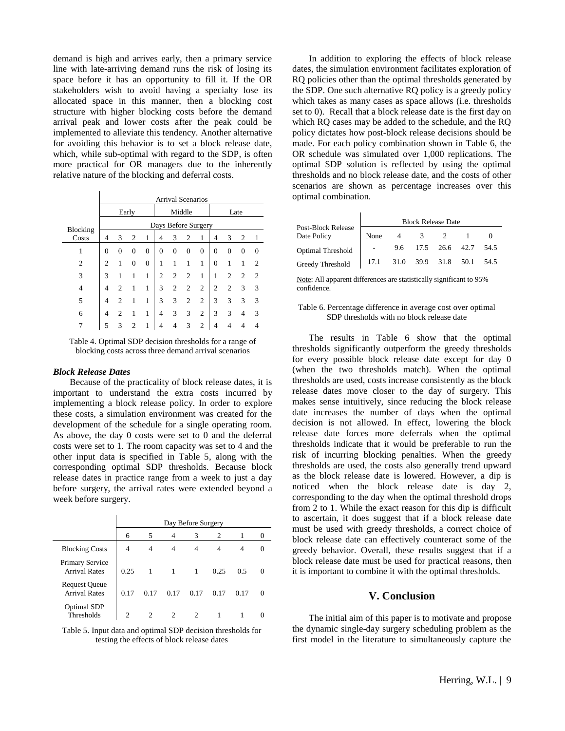demand is high and arrives early, then a primary service line with late-arriving demand runs the risk of losing its space before it has an opportunity to fill it. If the OR stakeholders wish to avoid having a specialty lose its allocated space in this manner, then a blocking cost structure with higher blocking costs before the demand arrival peak and lower costs after the peak could be implemented to alleviate this tendency. Another alternative for avoiding this behavior is to set a block release date, which, while sub-optimal with regard to the SDP, is often more practical for OR managers due to the inherently relative nature of the blocking and deferral costs.

| | Arrival Scenarios | | | | | | | | | | | |
|---|---|---|---|---|---|---|---|---|---|---|---|---|
| | Early | | | | Middle | | | | Late | | | |
| | Days Before Surgery | | | | | | | | | | | |
| Blocking Costs | 4 | 3 | 2 | 1 | 4 | 3 | 2 | 1 | 4 | 3 | 2 | 1 |
| 1 | 0 | 0 | 0 | 0 | 0 | 0 | 0 | 0 | 0 | 0 | 0 | 0 |
| 2 | 2 | 1 | 0 | 0 | 1 | 1 | 1 | 1 | 0 | 1 | 1 | 2 |
| 3 | 3 | 1 | 1 | 1 | 2 | 2 | 2 | 1 | 1 | 2 | 2 | 2 |
| 4 | 4 | 2 | 1 | 1 | 3 | 2 | 2 | 2 | 2 | 2 | 3 | 3 |
| 5 | 4 | 2 | 1 | 1 | 3 | 3 | 2 | 2 | 3 | 3 | 3 | 3 |
| 6 | 4 | 2 | 1 | 1 | 4 | 3 | 3 | 2 | 3 | 3 | 4 | 3 |
| 7 | 5 | 3 | 2 | 1 | 4 | 4 | 3 | 2 | 4 | 4 | 4 | 4 |

Table 4. Optimal SDP decision thresholds for a range of blocking costs across three demand arrival scenarios

### *Block Release Dates*

Because of the practicality of block release dates, it is important to understand the extra costs incurred by implementing a block release policy. In order to explore these costs, a simulation environment was created for the development of the schedule for a single operating room. As above, the day 0 costs were set to 0 and the deferral costs were set to 1. The room capacity was set to 4 and the other input data is specified in Table 5, along with the corresponding optimal SDP thresholds. Because block release dates in practice range from a week to just a day before surgery, the arrival rates were extended beyond a week before surgery.

| | Day Before Surgery | | | | | | |
|---|---|---|---|---|---|---|---|
| | 6 | 5 | 4 | 3 | 2 | 1 | 0 |
| Blocking Costs | 4 | 4 | 4 | 4 | 4 | 4 | 0 |
| Primary Service Arrival Rates | 0.25 | 1 | 1 | 1 | 0.25 | 0.5 | 0 |
| Request Queue Arrival Rates | 0.17 | 0.17 | 0.17 | 0.17 | 0.17 | 0.17 | 0 |
| Optimal SDP Thresholds | 2 | 2 | 2 | 2 | 1 | 1 | 0 |

Table 5. Input data and optimal SDP decision thresholds for testing the effects of block release dates

In addition to exploring the effects of block release dates, the simulation environment facilitates exploration of RQ policies other than the optimal thresholds generated by the SDP. One such alternative RQ policy is a greedy policy which takes as many cases as space allows (i.e. thresholds set to 0). Recall that a block release date is the first day on which RQ cases may be added to the schedule, and the RQ policy dictates how post-block release decisions should be made. For each policy combination shown in Table 6, the OR schedule was simulated over 1,000 replications. The optimal SDP solution is reflected by using the optimal thresholds and no block release date, and the costs of other scenarios are shown as percentage increases over this optimal combination.

| Post-Block Release Date Policy | Block Release Date | | | | | |
|---|---|---|---|---|---|---|
| | None | 4 | 3 | 2 | 1 | 0 |
| Optimal Threshold | - | 9.6 | 17.5 | 26.6 | 42.7 | 54.5 |
| Greedy Threshold | 17.1 | 31.0 | 39.9 | 31.8 | 50.1 | 54.5 |

Note: All apparent differences are statistically significant to 95% confidence.

Table 6. Percentage difference in average cost over optimal SDP thresholds with no block release date

The results in Table 6 show that the optimal thresholds significantly outperform the greedy thresholds for every possible block release date except for day 0 (when the two thresholds match). When the optimal thresholds are used, costs increase consistently as the block release dates move closer to the day of surgery. This makes sense intuitively, since reducing the block release date increases the number of days when the optimal decision is not allowed. In effect, lowering the block release date forces more deferrals when the optimal thresholds indicate that it would be preferable to run the risk of incurring blocking penalties. When the greedy thresholds are used, the costs also generally trend upward as the block release date is lowered. However, a dip is noticed when the block release date is day 2, corresponding to the day when the optimal threshold drops from 2 to 1. While the exact reason for this dip is difficult to ascertain, it does suggest that if a block release date must be used with greedy thresholds, a correct choice of block release date can effectively counteract some of the greedy behavior. Overall, these results suggest that if a block release date must be used for practical reasons, then it is important to combine it with the optimal thresholds.

## V. Conclusion

The initial aim of this paper is to motivate and propose the dynamic single-day surgery scheduling problem as the first model in the literature to simultaneously capture the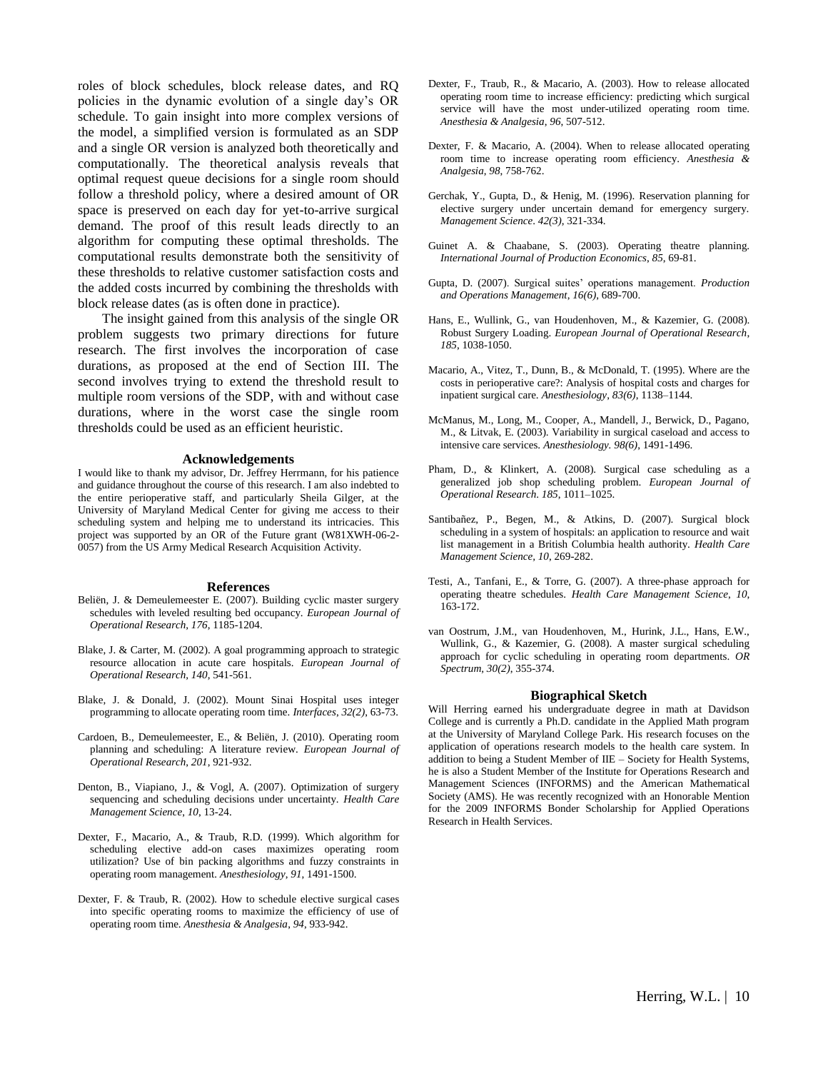roles of block schedules, block release dates, and RQ policies in the dynamic evolution of a single day's OR schedule. To gain insight into more complex versions of the model, a simplified version is formulated as an SDP and a single OR version is analyzed both theoretically and computationally. The theoretical analysis reveals that optimal request queue decisions for a single room should follow a threshold policy, where a desired amount of OR space is preserved on each day for yet-to-arrive surgical demand. The proof of this result leads directly to an algorithm for computing these optimal thresholds. The computational results demonstrate both the sensitivity of these thresholds to relative customer satisfaction costs and the added costs incurred by combining the thresholds with block release dates (as is often done in practice).

The insight gained from this analysis of the single OR problem suggests two primary directions for future research. The first involves the incorporation of case durations, as proposed at the end of Section III. The second involves trying to extend the threshold result to multiple room versions of the SDP, with and without case durations, where in the worst case the single room thresholds could be used as an efficient heuristic.

## Acknowledgements

I would like to thank my advisor, Dr. Jeffrey Herrmann, for his patience and guidance throughout the course of this research. I am also indebted to the entire perioperative staff, and particularly Sheila Gilger, at the University of Maryland Medical Center for giving me access to their scheduling system and helping me to understand its intricacies. This project was supported by an OR of the Future grant (W81XWH-06-2-0057) from the US Army Medical Research Acquisition Activity.

## References

Beliën, J. & Demeulemeester E. (2007). Building cyclic master surgery schedules with leveled resulting bed occupancy. *European Journal of Operational Research*, *176*, 1185-1204.

Blake, J. & Carter, M. (2002). A goal programming approach to strategic resource allocation in acute care hospitals. *European Journal of Operational Research*, *140*, 541-561.

Blake, J. & Donald, J. (2002). Mount Sinai Hospital uses integer programming to allocate operating room time. *Interfaces*, *32(2)*, 63-73.

Cardoen, B., Demeulemeester, E., & Beliën, J. (2010). Operating room planning and scheduling: A literature review. *European Journal of Operational Research*, *201*, 921-932.

Denton, B., Viapiano, J., & Vogl, A. (2007). Optimization of surgery sequencing and scheduling decisions under uncertainty. *Health Care Management Science*, *10*, 13-24.

Dexter, F., Macario, A., & Traub, R.D. (1999). Which algorithm for scheduling elective add-on cases maximizes operating room utilization? Use of bin packing algorithms and fuzzy constraints in operating room management. *Anesthesiology*, *91*, 1491-1500.

Dexter, F. & Traub, R. (2002). How to schedule elective surgical cases into specific operating rooms to maximize the efficiency of use of operating room time. *Anesthesia & Analgesia*, *94*, 933-942.

Dexter, F., Traub, R., & Macario, A. (2003). How to release allocated operating room time to increase efficiency: predicting which surgical service will have the most under-utilized operating room time. *Anesthesia & Analgesia*, *96*, 507-512.

Dexter, F. & Macario, A. (2004). When to release allocated operating room time to increase operating room efficiency. *Anesthesia & Analgesia*, *98*, 758-762.

Gerchak, Y., Gupta, D., & Henig, M. (1996). Reservation planning for elective surgery under uncertain demand for emergency surgery. *Management Science*. *42(3)*, 321-334.

Guinet A. & Chaabane, S. (2003). Operating theatre planning. *International Journal of Production Economics*, *85*, 69-81.

Gupta, D. (2007). Surgical suites' operations management. *Production and Operations Management*, *16(6)*, 689-700.

Hans, E., Wullink, G., van Houdenhoven, M., & Kazemier, G. (2008). Robust Surgery Loading. *European Journal of Operational Research*, *185*, 1038-1050.

Macario, A., Vitez, T., Dunn, B., & McDonald, T. (1995). Where are the costs in perioperative care?: Analysis of hospital costs and charges for inpatient surgical care. *Anesthesiology*, *83(6)*, 1138–1144.

McManus, M., Long, M., Cooper, A., Mandell, J., Berwick, D., Pagano, M., & Litvak, E. (2003). Variability in surgical caseload and access to intensive care services. *Anesthesiology*. *98(6)*, 1491-1496.

Pham, D., & Klinkert, A. (2008). Surgical case scheduling as a generalized job shop scheduling problem. *European Journal of Operational Research*. *185*, 1011–1025.

Santibañez, P., Begen, M., & Atkins, D. (2007). Surgical block scheduling in a system of hospitals: an application to resource and wait list management in a British Columbia health authority. *Health Care Management Science*, *10*, 269-282.

Testi, A., Tanfani, E., & Torre, G. (2007). A three-phase approach for operating theatre schedules. *Health Care Management Science*, *10*, 163-172.

van Oostrum, J.M., van Houdenhoven, M., Hurink, J.L., Hans, E.W., Wullink, G., & Kazemier, G. (2008). A master surgical scheduling approach for cyclic scheduling in operating room departments. *OR Spectrum*, *30(2)*, 355-374.

## Biographical Sketch

Will Herring earned his undergraduate degree in math at Davidson College and is currently a Ph.D. candidate in the Applied Math program at the University of Maryland College Park. His research focuses on the application of operations research models to the health care system. In addition to being a Student Member of IIE – Society for Health Systems, he is also a Student Member of the Institute for Operations Research and Management Sciences (INFORMS) and the American Mathematical Society (AMS). He was recently recognized with an Honorable Mention for the 2009 INFORMS Bonder Scholarship for Applied Operations Research in Health Services.